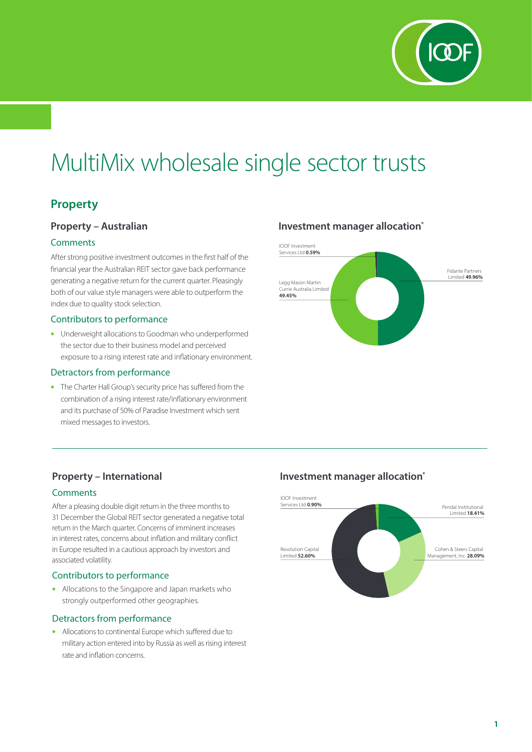# MultiMix wholesale single sector trusts

## Property

### Property – Australian

#### Comments

After strong positive investment outcomes in the first half of the financial year the Australian REIT sector gave back performance generating a negative return for the current quarter. Pleasingly both of our value style managers were able to outperform the index due to quality stock selection.

#### Contributors to performance

- Underweight allocations to Goodman who underperformed the sector due to their business model and perceived exposure to a rising interest rate and inflationary environment.

#### Detractors from performance

- The Charter Hall Group's security price has suffered from the combination of a rising interest rate/inflationary environment and its purchase of 50% of Paradise Investment which sent mixed messages to investors.

#### Investment manager allocation*

IOOF Investment Services Ltd **0.59%**

Fidante Partners Limited **49.96%**

Legg Mason Martin Currie Australia Limited **49.45%**

### Property – International

#### Comments

After a pleasing double digit return in the three months to 31 December the Global REIT sector generated a negative total return in the March quarter. Concerns of imminent increases in interest rates, concerns about inflation and military conflict in Europe resulted in a cautious approach by investors and associated volatility.

#### Contributors to performance

- Allocations to the Singapore and Japan markets who strongly outperformed other geographies.

#### Detractors from performance

- Allocations to continental Europe which suffered due to military action entered into by Russia as well as rising interest rate and inflation concerns.

#### Investment manager allocation*

IOOF Investment Services Ltd **0.90%**

Pendal Institutional Limited **18.41%**

Cohen & Steers Capital Management, Inc. **28.09%**

Resolution Capital Limited **52.60%**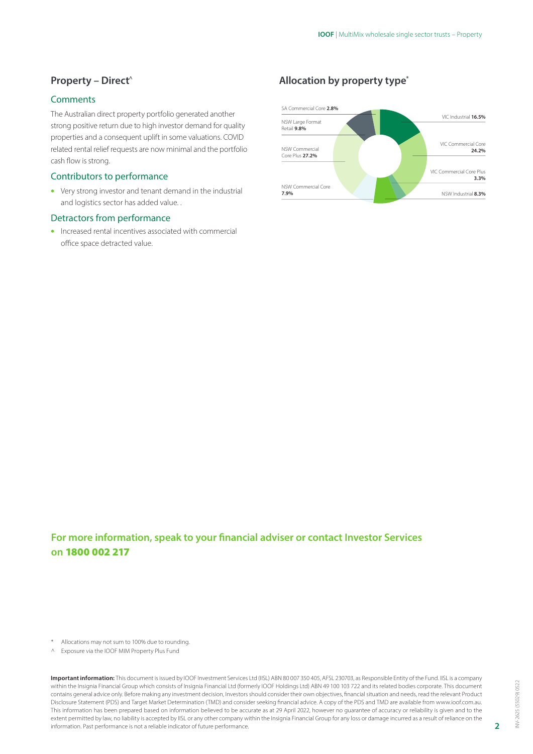## Property – Direct^

### Comments

The Australian direct property portfolio generated another strong positive return due to high investor demand for quality properties and a consequent uplift in some valuations. COVID related rental relief requests are now minimal and the portfolio cash flow is strong.

### Contributors to performance

- Very strong investor and tenant demand in the industrial and logistics sector has added value. .

### Detractors from performance

- Increased rental incentives associated with commercial office space detracted value.

## Allocation by property type*

SA Commercial Core **2.8%**

NSW Large Format Retail **9.8%**

NSW Commercial Core Plus **27.2%**

NSW Commercial Core **7.9%**

VIC Industrial **16.5%**

VIC Commercial Core **24.2%**

VIC Commercial Core Plus **3.3%**

NSW Industrial **8.3%**

**For more information, speak to your financial adviser or contact Investor Services on 1800 002 217**

\* Allocations may not sum to 100% due to rounding.

^ Exposure via the IOOF MIM Property Plus Fund

**Important information:** This document is issued by IOOF Investment Services Ltd (IISL) ABN 80 007 350 405, AFSL 230703, as Responsible Entity of the Fund. IISL is a company within the Insignia Financial Group which consists of Insignia Financial Ltd (formerly IOOF Holdings Ltd) ABN 49 100 103 722 and its related bodies corporate. This document contains general advice only. Before making any investment decision, Investors should consider their own objectives, financial situation and needs, read the relevant Product Disclosure Statement (PDS) and Target Market Determination (TMD) and consider seeking financial advice. A copy of the PDS and TMD are available from www.ioof.com.au. This information has been prepared based on information believed to be accurate as at 29 April 2022, however no guarantee of accuracy or reliability is given and to the extent permitted by law, no liability is accepted by IISL or any other company within the Insignia Financial Group for any loss or damage incurred as a result of reliance on the information. Past performance is not a reliable indicator of future performance.

INV-2625 (55029) 0522